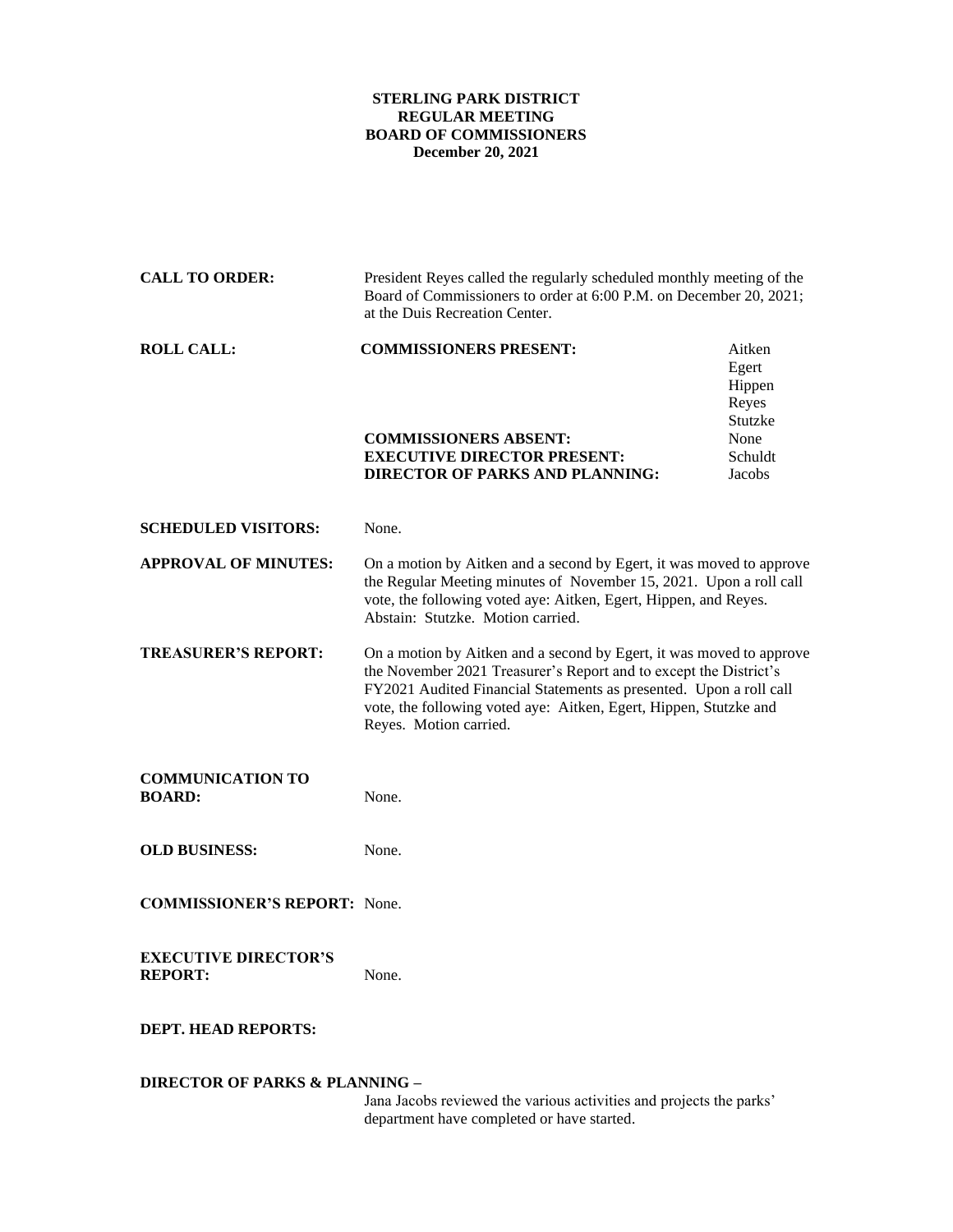**STERLING PARK DISTRICT**
**REGULAR MEETING**
**BOARD OF COMMISSIONERS**
**December 20, 2021**

**CALL TO ORDER:** President Reyes called the regularly scheduled monthly meeting of the Board of Commissioners to order at 6:00 P.M. on December 20, 2021; at the Duis Recreation Center.

**ROLL CALL:**

| | | |
|---|---|---|
| **COMMISSIONERS PRESENT:** | Aitken<br>Egert<br>Hippen<br>Reyes<br>Stutzke |
| **COMMISSIONERS ABSENT:** | None |
| **EXECUTIVE DIRECTOR PRESENT:** | Schuldt |
| **DIRECTOR OF PARKS AND PLANNING:** | Jacobs |

**SCHEDULED VISITORS:** None.

**APPROVAL OF MINUTES:** On a motion by Aitken and a second by Egert, it was moved to approve the Regular Meeting minutes of November 15, 2021. Upon a roll call vote, the following voted aye: Aitken, Egert, Hippen, and Reyes. Abstain: Stutzke. Motion carried.

**TREASURER'S REPORT:** On a motion by Aitken and a second by Egert, it was moved to approve the November 2021 Treasurer's Report and to except the District's FY2021 Audited Financial Statements as presented. Upon a roll call vote, the following voted aye: Aitken, Egert, Hippen, Stutzke and Reyes. Motion carried.

**COMMUNICATION TO BOARD:** None.

**OLD BUSINESS:** None.

**COMMISSIONER'S REPORT:** None.

**EXECUTIVE DIRECTOR'S REPORT:** None.

**DEPT. HEAD REPORTS:**

**DIRECTOR OF PARKS & PLANNING –**

Jana Jacobs reviewed the various activities and projects the parks' department have completed or have started.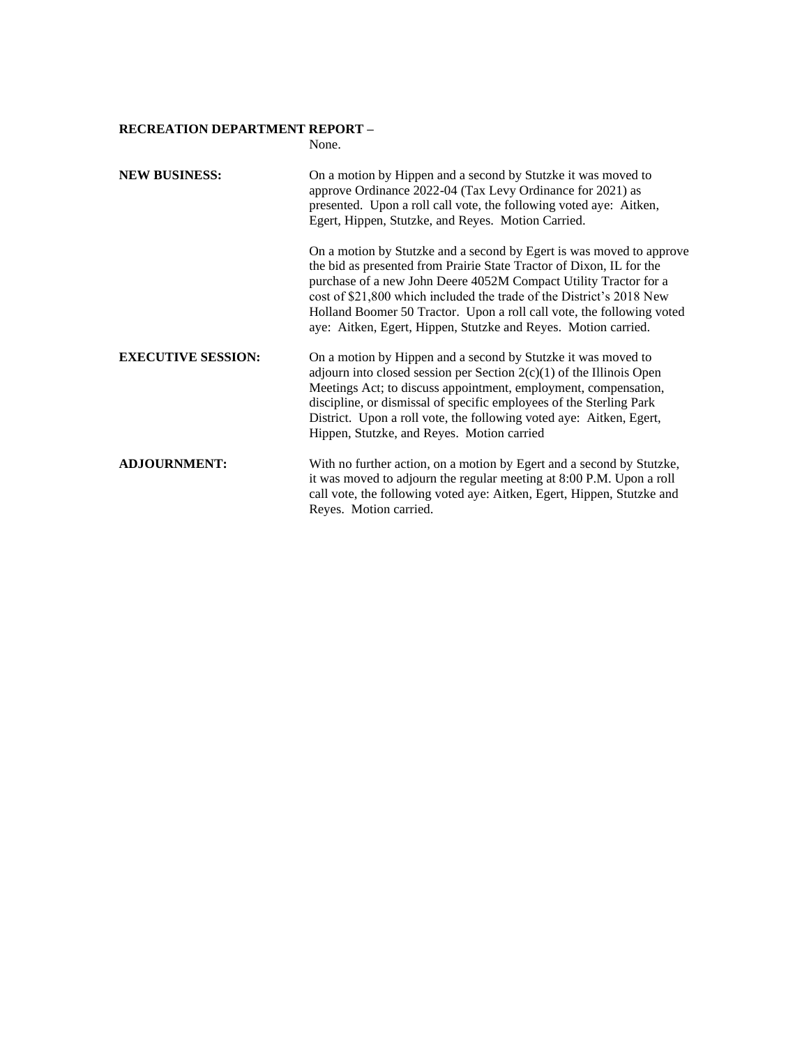**RECREATION DEPARTMENT REPORT –**

None.

**NEW BUSINESS:**

On a motion by Hippen and a second by Stutzke it was moved to approve Ordinance 2022-04 (Tax Levy Ordinance for 2021) as presented. Upon a roll call vote, the following voted aye: Aitken, Egert, Hippen, Stutzke, and Reyes. Motion Carried.

On a motion by Stutzke and a second by Egert is was moved to approve the bid as presented from Prairie State Tractor of Dixon, IL for the purchase of a new John Deere 4052M Compact Utility Tractor for a cost of $21,800 which included the trade of the District's 2018 New Holland Boomer 50 Tractor. Upon a roll call vote, the following voted aye: Aitken, Egert, Hippen, Stutzke and Reyes. Motion carried.

**EXECUTIVE SESSION:**

On a motion by Hippen and a second by Stutzke it was moved to adjourn into closed session per Section 2(c)(1) of the Illinois Open Meetings Act; to discuss appointment, employment, compensation, discipline, or dismissal of specific employees of the Sterling Park District. Upon a roll vote, the following voted aye: Aitken, Egert, Hippen, Stutzke, and Reyes. Motion carried

**ADJOURNMENT:**

With no further action, on a motion by Egert and a second by Stutzke, it was moved to adjourn the regular meeting at 8:00 P.M. Upon a roll call vote, the following voted aye: Aitken, Egert, Hippen, Stutzke and Reyes. Motion carried.